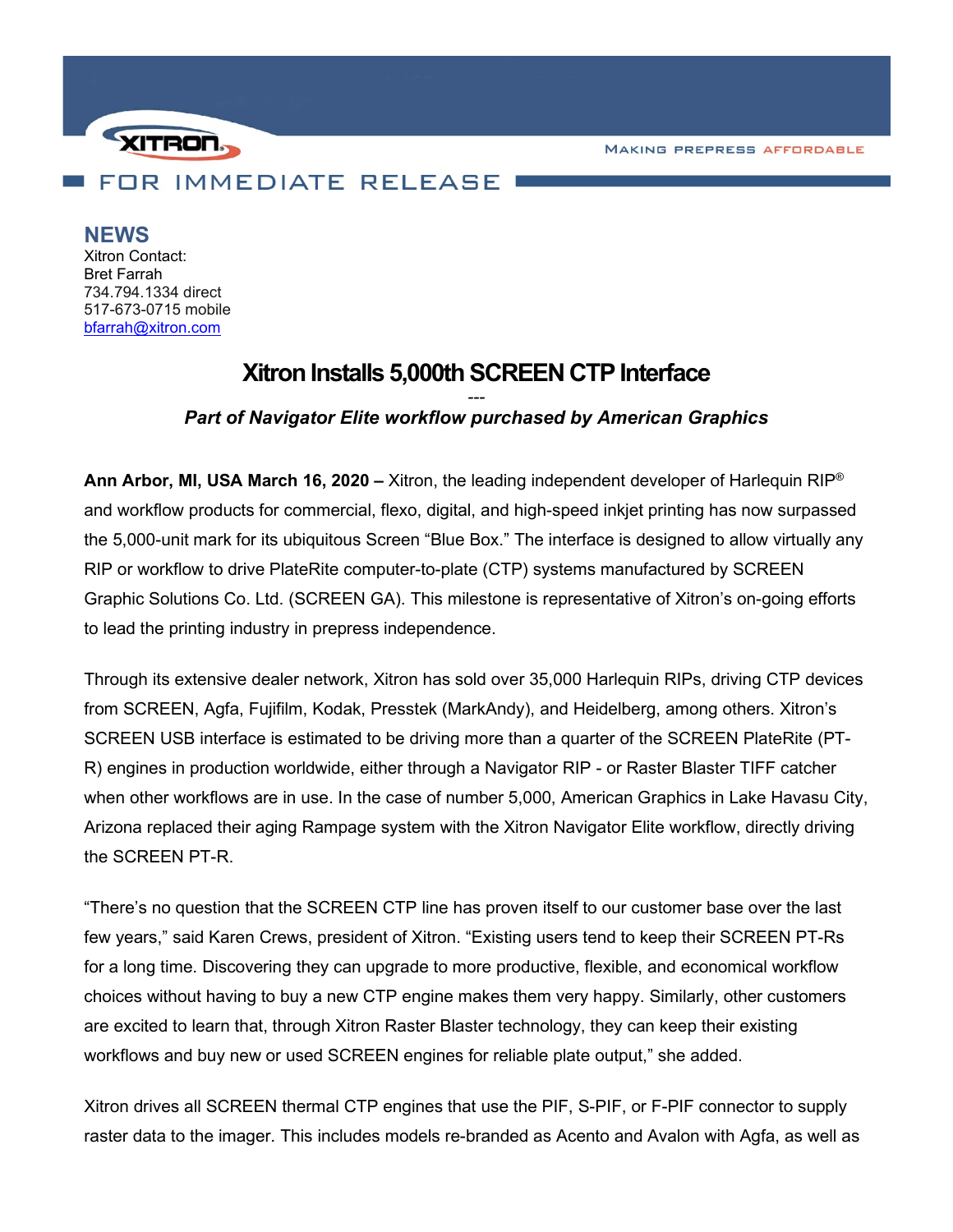XITRON

MAKING PREPRESS AFFORDABLE

FOR IMMEDIATE RELEASE

## NEWS

Xitron Contact:
Bret Farrah
734.794.1334 direct
517-673-0715 mobile
bfarrah@xitron.com

# Xitron Installs 5,000th SCREEN CTP Interface

---

***Part of Navigator Elite workflow purchased by American Graphics***

**Ann Arbor, MI, USA March 16, 2020 –** Xitron, the leading independent developer of Harlequin RIP® and workflow products for commercial, flexo, digital, and high-speed inkjet printing has now surpassed the 5,000-unit mark for its ubiquitous Screen “Blue Box.” The interface is designed to allow virtually any RIP or workflow to drive PlateRite computer-to-plate (CTP) systems manufactured by SCREEN Graphic Solutions Co. Ltd. (SCREEN GA). This milestone is representative of Xitron’s on-going efforts to lead the printing industry in prepress independence.

Through its extensive dealer network, Xitron has sold over 35,000 Harlequin RIPs, driving CTP devices from SCREEN, Agfa, Fujifilm, Kodak, Presstek (MarkAndy), and Heidelberg, among others. Xitron’s SCREEN USB interface is estimated to be driving more than a quarter of the SCREEN PlateRite (PT-R) engines in production worldwide, either through a Navigator RIP - or Raster Blaster TIFF catcher when other workflows are in use. In the case of number 5,000, American Graphics in Lake Havasu City, Arizona replaced their aging Rampage system with the Xitron Navigator Elite workflow, directly driving the SCREEN PT-R.

“There’s no question that the SCREEN CTP line has proven itself to our customer base over the last few years,” said Karen Crews, president of Xitron. “Existing users tend to keep their SCREEN PT-Rs for a long time. Discovering they can upgrade to more productive, flexible, and economical workflow choices without having to buy a new CTP engine makes them very happy. Similarly, other customers are excited to learn that, through Xitron Raster Blaster technology, they can keep their existing workflows and buy new or used SCREEN engines for reliable plate output,” she added.

Xitron drives all SCREEN thermal CTP engines that use the PIF, S-PIF, or F-PIF connector to supply raster data to the imager. This includes models re-branded as Acento and Avalon with Agfa, as well as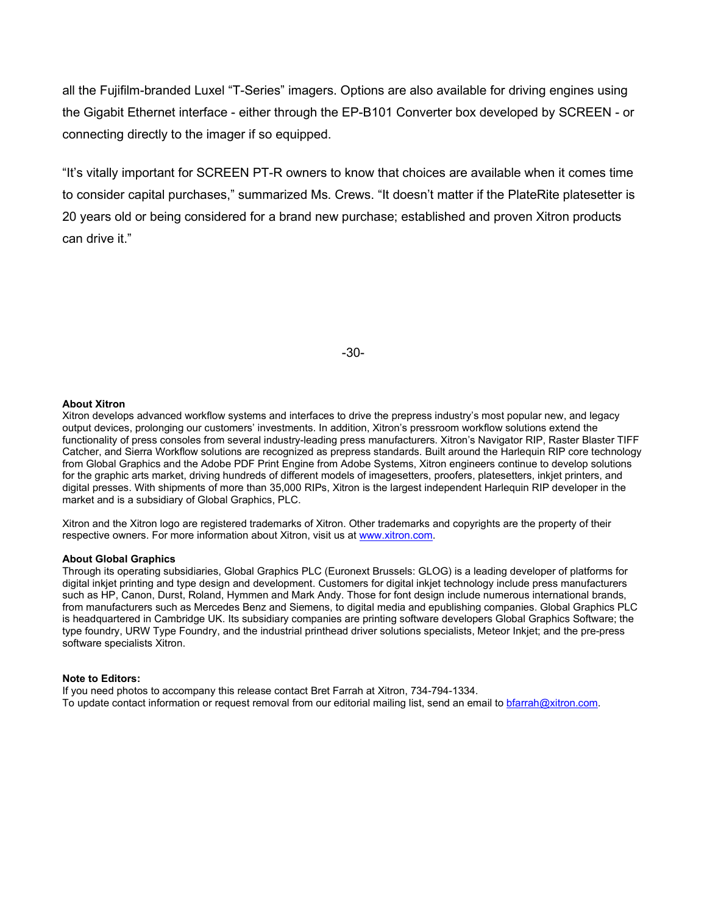all the Fujifilm-branded Luxel "T-Series" imagers. Options are also available for driving engines using the Gigabit Ethernet interface - either through the EP-B101 Converter box developed by SCREEN - or connecting directly to the imager if so equipped.

"It's vitally important for SCREEN PT-R owners to know that choices are available when it comes time to consider capital purchases," summarized Ms. Crews. "It doesn't matter if the PlateRite platesetter is 20 years old or being considered for a brand new purchase; established and proven Xitron products can drive it."

-30-

**About Xitron**
Xitron develops advanced workflow systems and interfaces to drive the prepress industry's most popular new, and legacy output devices, prolonging our customers' investments. In addition, Xitron's pressroom workflow solutions extend the functionality of press consoles from several industry-leading press manufacturers. Xitron's Navigator RIP, Raster Blaster TIFF Catcher, and Sierra Workflow solutions are recognized as prepress standards. Built around the Harlequin RIP core technology from Global Graphics and the Adobe PDF Print Engine from Adobe Systems, Xitron engineers continue to develop solutions for the graphic arts market, driving hundreds of different models of imagesetters, proofers, platesetters, inkjet printers, and digital presses. With shipments of more than 35,000 RIPs, Xitron is the largest independent Harlequin RIP developer in the market and is a subsidiary of Global Graphics, PLC.

Xitron and the Xitron logo are registered trademarks of Xitron. Other trademarks and copyrights are the property of their respective owners. For more information about Xitron, visit us at [www.xitron.com](http://www.xitron.com).

**About Global Graphics**
Through its operating subsidiaries, Global Graphics PLC (Euronext Brussels: GLOG) is a leading developer of platforms for digital inkjet printing and type design and development. Customers for digital inkjet technology include press manufacturers such as HP, Canon, Durst, Roland, Hymmen and Mark Andy. Those for font design include numerous international brands, from manufacturers such as Mercedes Benz and Siemens, to digital media and epublishing companies. Global Graphics PLC is headquartered in Cambridge UK. Its subsidiary companies are printing software developers Global Graphics Software; the type foundry, URW Type Foundry, and the industrial printhead driver solutions specialists, Meteor Inkjet; and the pre-press software specialists Xitron.

**Note to Editors:**
If you need photos to accompany this release contact Bret Farrah at Xitron, 734-794-1334.
To update contact information or request removal from our editorial mailing list, send an email to [bfarrah@xitron.com](mailto:bfarrah@xitron.com).